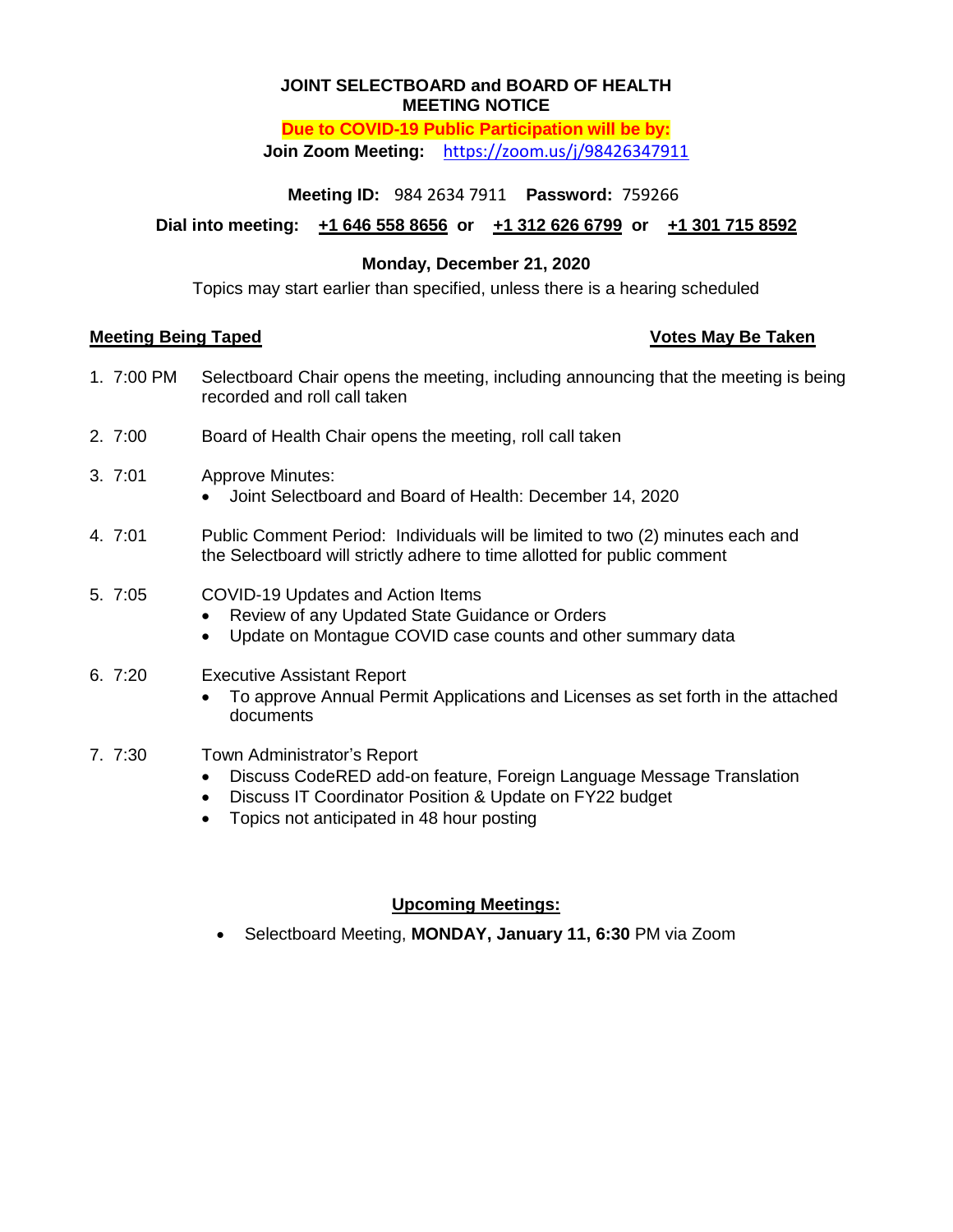**JOINT SELECTBOARD and BOARD OF HEALTH**
**MEETING NOTICE**

**Due to COVID-19 Public Participation will be by:**

**Join Zoom Meeting:** https://zoom.us/j/98426347911

**Meeting ID:** 984 2634 7911 **Password:** 759266

**Dial into meeting:** **+1 646 558 8656** **or** **+1 312 626 6799** **or** **+1 301 715 8592**

**Monday, December 21, 2020**

Topics may start earlier than specified, unless there is a hearing scheduled

**Meeting Being Taped** **Votes May Be Take**n

1. 7:00 PM Selectboard Chair opens the meeting, including announcing that the meeting is being recorded and roll call taken

2. 7:00 Board of Health Chair opens the meeting, roll call taken

3. 7:01 Approve Minutes:
   - Joint Selectboard and Board of Health: December 14, 2020

4. 7:01 Public Comment Period: Individuals will be limited to two (2) minutes each and the Selectboard will strictly adhere to time allotted for public comment

5. 7:05 COVID-19 Updates and Action Items
   - Review of any Updated State Guidance or Orders
   - Update on Montague COVID case counts and other summary data

6. 7:20 Executive Assistant Report
   - To approve Annual Permit Applications and Licenses as set forth in the attached documents

7. 7:30 Town Administrator's Report
   - Discuss CodeRED add-on feature, Foreign Language Message Translation
   - Discuss IT Coordinator Position & Update on FY22 budget
   - Topics not anticipated in 48 hour posting

**Upcoming Meetings:**

- Selectboard Meeting, **MONDAY, January 11, 6:30** PM via Zoom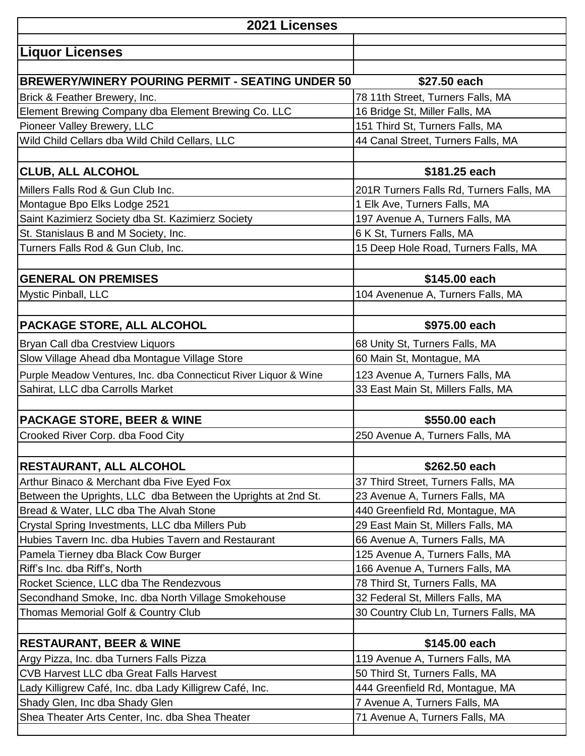| 2021 Licenses | |
|---|---|
| **Liquor Licenses** | |
| | |
| **BREWERY/WINERY POURING PERMIT - SEATING UNDER 50** | **$27.50 each** |
| Brick & Feather Brewery, Inc. | 78 11th Street, Turners Falls, MA |
| Element Brewing Company dba Element Brewing Co. LLC | 16 Bridge St, Miller Falls, MA |
| Pioneer Valley Brewery, LLC | 151 Third St, Turners Falls, MA |
| Wild Child Cellars dba Wild Child Cellars, LLC | 44 Canal Street, Turners Falls, MA |
| | |
| **CLUB, ALL ALCOHOL** | **$181.25 each** |
| Millers Falls Rod & Gun Club Inc. | 201R Turners Falls Rd, Turners Falls, MA |
| Montague Bpo Elks Lodge 2521 | 1 Elk Ave, Turners Falls, MA |
| Saint Kazimierz Society dba St. Kazimierz Society | 197 Avenue A, Turners Falls, MA |
| St. Stanislaus B and M Society, Inc. | 6 K St, Turners Falls, MA |
| Turners Falls Rod & Gun Club, Inc. | 15 Deep Hole Road, Turners Falls, MA |
| | |
| **GENERAL ON PREMISES** | **$145.00 each** |
| Mystic Pinball, LLC | 104 Avenenue A, Turners Falls, MA |
| | |
| **PACKAGE STORE, ALL ALCOHOL** | **$975.00 each** |
| Bryan Call dba Crestview Liquors | 68 Unity St, Turners Falls, MA |
| Slow Village Ahead dba Montague Village Store | 60 Main St, Montague, MA |
| Purple Meadow Ventures, Inc. dba Connecticut River Liquor & Wine | 123 Avenue A, Turners Falls, MA |
| Sahirat, LLC dba Carrolls Market | 33 East Main St, Millers Falls, MA |
| | |
| **PACKAGE STORE, BEER & WINE** | **$550.00 each** |
| Crooked River Corp. dba Food City | 250 Avenue A, Turners Falls, MA |
| | |
| **RESTAURANT, ALL ALCOHOL** | **$262.50 each** |
| Arthur Binaco & Merchant dba Five Eyed Fox | 37 Third Street, Turners Falls, MA |
| Between the Uprights, LLC dba Between the Uprights at 2nd St. | 23 Avenue A, Turners Falls, MA |
| Bread & Water, LLC dba The Alvah Stone | 440 Greenfield Rd, Montague, MA |
| Crystal Spring Investments, LLC dba Millers Pub | 29 East Main St, Millers Falls, MA |
| Hubies Tavern Inc. dba Hubies Tavern and Restaurant | 66 Avenue A, Turners Falls, MA |
| Pamela Tierney dba Black Cow Burger | 125 Avenue A, Turners Falls, MA |
| Riff's Inc. dba Riff's, North | 166 Avenue A, Turners Falls, MA |
| Rocket Science, LLC dba The Rendezvous | 78 Third St, Turners Falls, MA |
| Secondhand Smoke, Inc. dba North Village Smokehouse | 32 Federal St, Millers Falls, MA |
| Thomas Memorial Golf & Country Club | 30 Country Club Ln, Turners Falls, MA |
| | |
| **RESTAURANT, BEER & WINE** | **$145.00 each** |
| Argy Pizza, Inc. dba Turners Falls Pizza | 119 Avenue A, Turners Falls, MA |
| CVB Harvest LLC dba Great Falls Harvest | 50 Third St, Turners Falls, MA |
| Lady Killigrew Café, Inc. dba Lady Killigrew Café, Inc. | 444 Greenfield Rd, Montague, MA |
| Shady Glen, Inc dba Shady Glen | 7 Avenue A, Turners Falls, MA |
| Shea Theater Arts Center, Inc. dba Shea Theater | 71 Avenue A, Turners Falls, MA |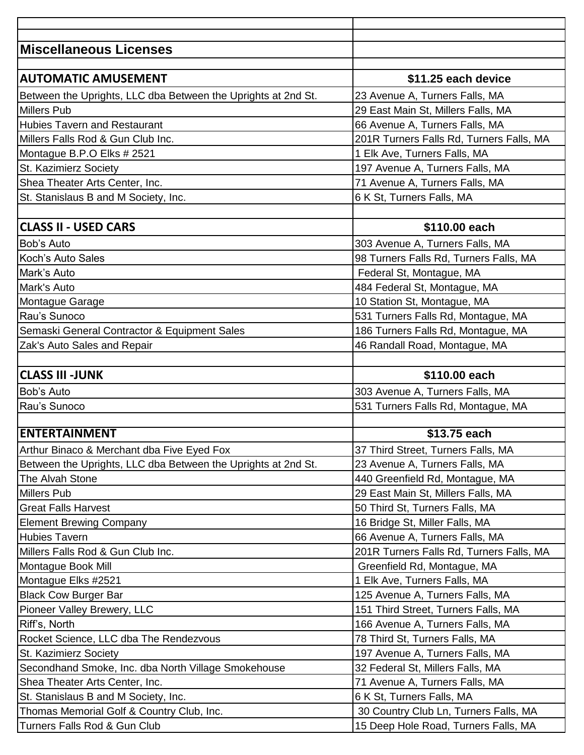## Miscellaneous Licenses

| | |
|---|---|
| **AUTOMATIC AMUSEMENT** | **$11.25 each device** |
| Between the Uprights, LLC dba Between the Uprights at 2nd St. | 23 Avenue A, Turners Falls, MA |
| Millers Pub | 29 East Main St, Millers Falls, MA |
| Hubies Tavern and Restaurant | 66 Avenue A, Turners Falls, MA |
| Millers Falls Rod & Gun Club Inc. | 201R Turners Falls Rd, Turners Falls, MA |
| Montague B.P.O Elks # 2521 | 1 Elk Ave, Turners Falls, MA |
| St. Kazimierz Society | 197 Avenue A, Turners Falls, MA |
| Shea Theater Arts Center, Inc. | 71 Avenue A, Turners Falls, MA |
| St. Stanislaus B and M Society, Inc. | 6 K St, Turners Falls, MA |
| | |
| **CLASS II - USED CARS** | **$110.00 each** |
| Bob's Auto | 303 Avenue A, Turners Falls, MA |
| Koch's Auto Sales | 98 Turners Falls Rd, Turners Falls, MA |
| Mark's Auto | Federal St, Montague, MA |
| Mark's Auto | 484 Federal St, Montague, MA |
| Montague Garage | 10 Station St, Montague, MA |
| Rau's Sunoco | 531 Turners Falls Rd, Montague, MA |
| Semaski General Contractor & Equipment Sales | 186 Turners Falls Rd, Montague, MA |
| Zak's Auto Sales and Repair | 46 Randall Road, Montague, MA |
| | |
| **CLASS III -JUNK** | **$110.00 each** |
| Bob's Auto | 303 Avenue A, Turners Falls, MA |
| Rau's Sunoco | 531 Turners Falls Rd, Montague, MA |
| | |
| **ENTERTAINMENT** | **$13.75 each** |
| Arthur Binaco & Merchant dba Five Eyed Fox | 37 Third Street, Turners Falls, MA |
| Between the Uprights, LLC dba Between the Uprights at 2nd St. | 23 Avenue A, Turners Falls, MA |
| The Alvah Stone | 440 Greenfield Rd, Montague, MA |
| Millers Pub | 29 East Main St, Millers Falls, MA |
| Great Falls Harvest | 50 Third St, Turners Falls, MA |
| Element Brewing Company | 16 Bridge St, Miller Falls, MA |
| Hubies Tavern | 66 Avenue A, Turners Falls, MA |
| Millers Falls Rod & Gun Club Inc. | 201R Turners Falls Rd, Turners Falls, MA |
| Montague Book Mill | Greenfield Rd, Montague, MA |
| Montague Elks #2521 | 1 Elk Ave, Turners Falls, MA |
| Black Cow Burger Bar | 125 Avenue A, Turners Falls, MA |
| Pioneer Valley Brewery, LLC | 151 Third Street, Turners Falls, MA |
| Riff's, North | 166 Avenue A, Turners Falls, MA |
| Rocket Science, LLC dba The Rendezvous | 78 Third St, Turners Falls, MA |
| St. Kazimierz Society | 197 Avenue A, Turners Falls, MA |
| Secondhand Smoke, Inc. dba North Village Smokehouse | 32 Federal St, Millers Falls, MA |
| Shea Theater Arts Center, Inc. | 71 Avenue A, Turners Falls, MA |
| St. Stanislaus B and M Society, Inc. | 6 K St, Turners Falls, MA |
| Thomas Memorial Golf & Country Club, Inc. | 30 Country Club Ln, Turners Falls, MA |
| Turners Falls Rod & Gun Club | 15 Deep Hole Road, Turners Falls, MA |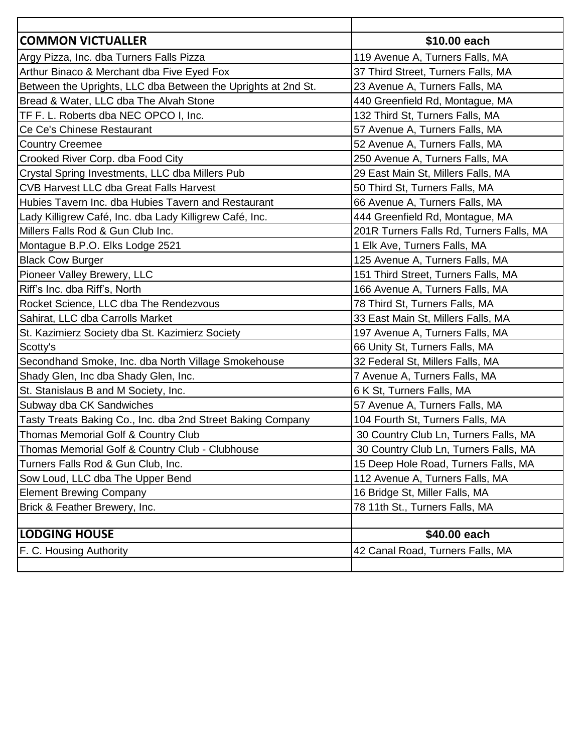| | |
|---|---|
| **COMMON VICTUALLER** | **$10.00 each** |
| Argy Pizza, Inc. dba Turners Falls Pizza | 119 Avenue A, Turners Falls, MA |
| Arthur Binaco & Merchant dba Five Eyed Fox | 37 Third Street, Turners Falls, MA |
| Between the Uprights, LLC dba Between the Uprights at 2nd St. | 23 Avenue A, Turners Falls, MA |
| Bread & Water, LLC dba The Alvah Stone | 440 Greenfield Rd, Montague, MA |
| TF F. L. Roberts dba NEC OPCO I, Inc. | 132 Third St, Turners Falls, MA |
| Ce Ce's Chinese Restaurant | 57 Avenue A, Turners Falls, MA |
| Country Creemee | 52 Avenue A, Turners Falls, MA |
| Crooked River Corp. dba Food City | 250 Avenue A, Turners Falls, MA |
| Crystal Spring Investments, LLC dba Millers Pub | 29 East Main St, Millers Falls, MA |
| CVB Harvest LLC dba Great Falls Harvest | 50 Third St, Turners Falls, MA |
| Hubies Tavern Inc. dba Hubies Tavern and Restaurant | 66 Avenue A, Turners Falls, MA |
| Lady Killigrew Café, Inc. dba Lady Killigrew Café, Inc. | 444 Greenfield Rd, Montague, MA |
| Millers Falls Rod & Gun Club Inc. | 201R Turners Falls Rd, Turners Falls, MA |
| Montague B.P.O. Elks Lodge 2521 | 1 Elk Ave, Turners Falls, MA |
| Black Cow Burger | 125 Avenue A, Turners Falls, MA |
| Pioneer Valley Brewery, LLC | 151 Third Street, Turners Falls, MA |
| Riff's Inc. dba Riff's, North | 166 Avenue A, Turners Falls, MA |
| Rocket Science, LLC dba The Rendezvous | 78 Third St, Turners Falls, MA |
| Sahirat, LLC dba Carrolls Market | 33 East Main St, Millers Falls, MA |
| St. Kazimierz Society dba St. Kazimierz Society | 197 Avenue A, Turners Falls, MA |
| Scotty's | 66 Unity St, Turners Falls, MA |
| Secondhand Smoke, Inc. dba North Village Smokehouse | 32 Federal St, Millers Falls, MA |
| Shady Glen, Inc dba Shady Glen, Inc. | 7 Avenue A, Turners Falls, MA |
| St. Stanislaus B and M Society, Inc. | 6 K St, Turners Falls, MA |
| Subway dba CK Sandwiches | 57 Avenue A, Turners Falls, MA |
| Tasty Treats Baking Co., Inc. dba 2nd Street Baking Company | 104 Fourth St, Turners Falls, MA |
| Thomas Memorial Golf & Country Club | 30 Country Club Ln, Turners Falls, MA |
| Thomas Memorial Golf & Country Club - Clubhouse | 30 Country Club Ln, Turners Falls, MA |
| Turners Falls Rod & Gun Club, Inc. | 15 Deep Hole Road, Turners Falls, MA |
| Sow Loud, LLC dba The Upper Bend | 112 Avenue A, Turners Falls, MA |
| Element Brewing Company | 16 Bridge St, Miller Falls, MA |
| Brick & Feather Brewery, Inc. | 78 11th St., Turners Falls, MA |
| | |
| **LODGING HOUSE** | **$40.00 each** |
| F. C. Housing Authority | 42 Canal Road, Turners Falls, MA |
| | |